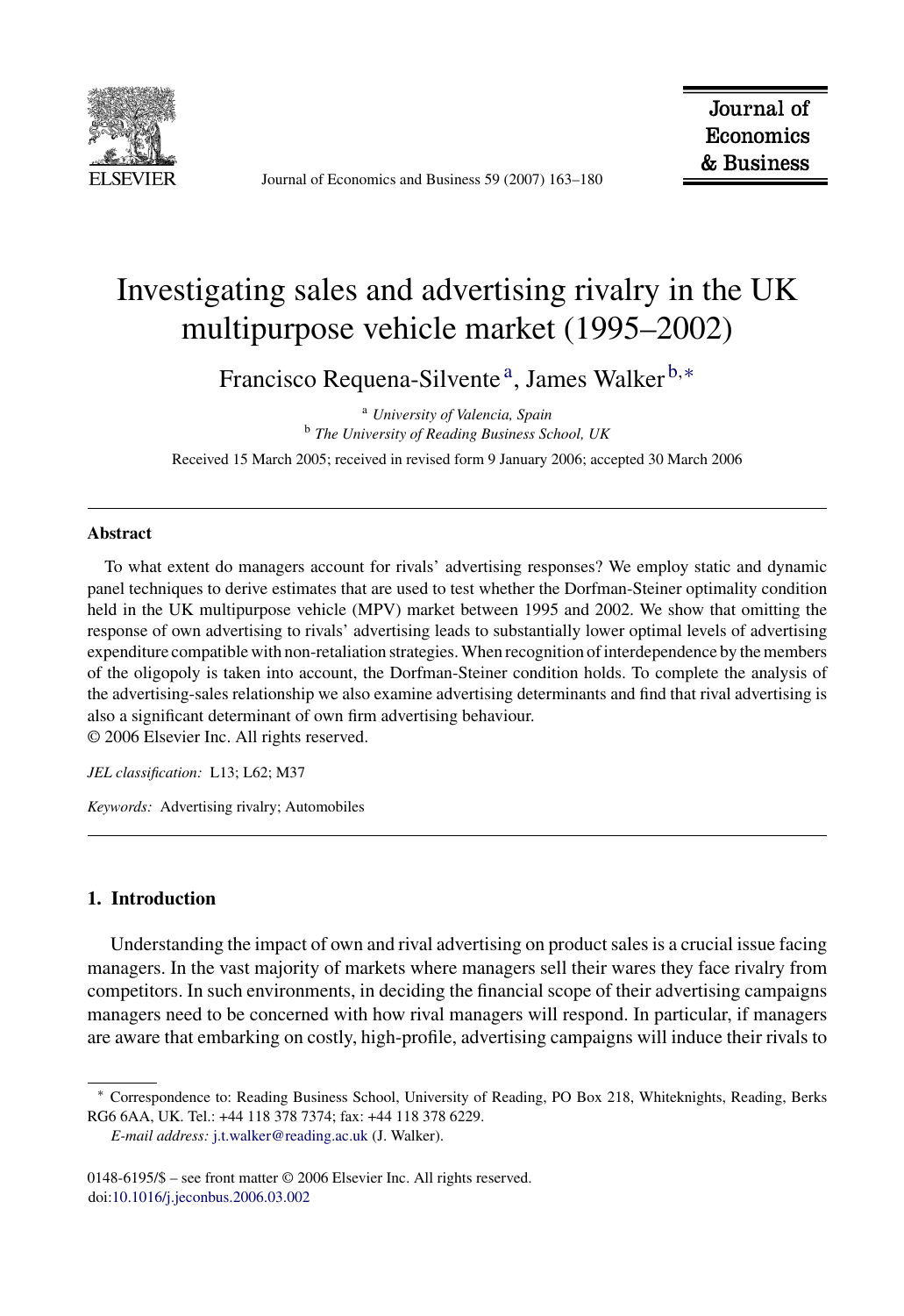# Investigating sales and advertising rivalry in the UK multipurpose vehicle market (1995–2002)

Francisco Requena-Silvente [a], James Walker [b,*]

[a] *University of Valencia, Spain*
[b] *The University of Reading Business School, UK*

Received 15 March 2005; received in revised form 9 January 2006; accepted 30 March 2006

---

**Abstract**

To what extent do managers account for rivals' advertising responses? We employ static and dynamic panel techniques to derive estimates that are used to test whether the Dorfman-Steiner optimality condition held in the UK multipurpose vehicle (MPV) market between 1995 and 2002. We show that omitting the response of own advertising to rivals' advertising leads to substantially lower optimal levels of advertising expenditure compatible with non-retaliation strategies. When recognition of interdependence by the members of the oligopoly is taken into account, the Dorfman-Steiner condition holds. To complete the analysis of the advertising-sales relationship we also examine advertising determinants and find that rival advertising is also a significant determinant of own firm advertising behaviour.
© 2006 Elsevier Inc. All rights reserved.

*JEL classification:* L13; L62; M37

*Keywords:* Advertising rivalry; Automobiles

---

## 1. Introduction

Understanding the impact of own and rival advertising on product sales is a crucial issue facing managers. In the vast majority of markets where managers sell their wares they face rivalry from competitors. In such environments, in deciding the financial scope of their advertising campaigns managers need to be concerned with how rival managers will respond. In particular, if managers are aware that embarking on costly, high-profile, advertising campaigns will induce their rivals to

---

\* Correspondence to: Reading Business School, University of Reading, PO Box 218, Whiteknights, Reading, Berks RG6 6AA, UK. Tel.: +44 118 378 7374; fax: +44 118 378 6229.
*E-mail address:* j.t.walker@reading.ac.uk (J. Walker).

0148-6195/$ – see front matter © 2006 Elsevier Inc. All rights reserved.
doi:10.1016/j.jeconbus.2006.03.002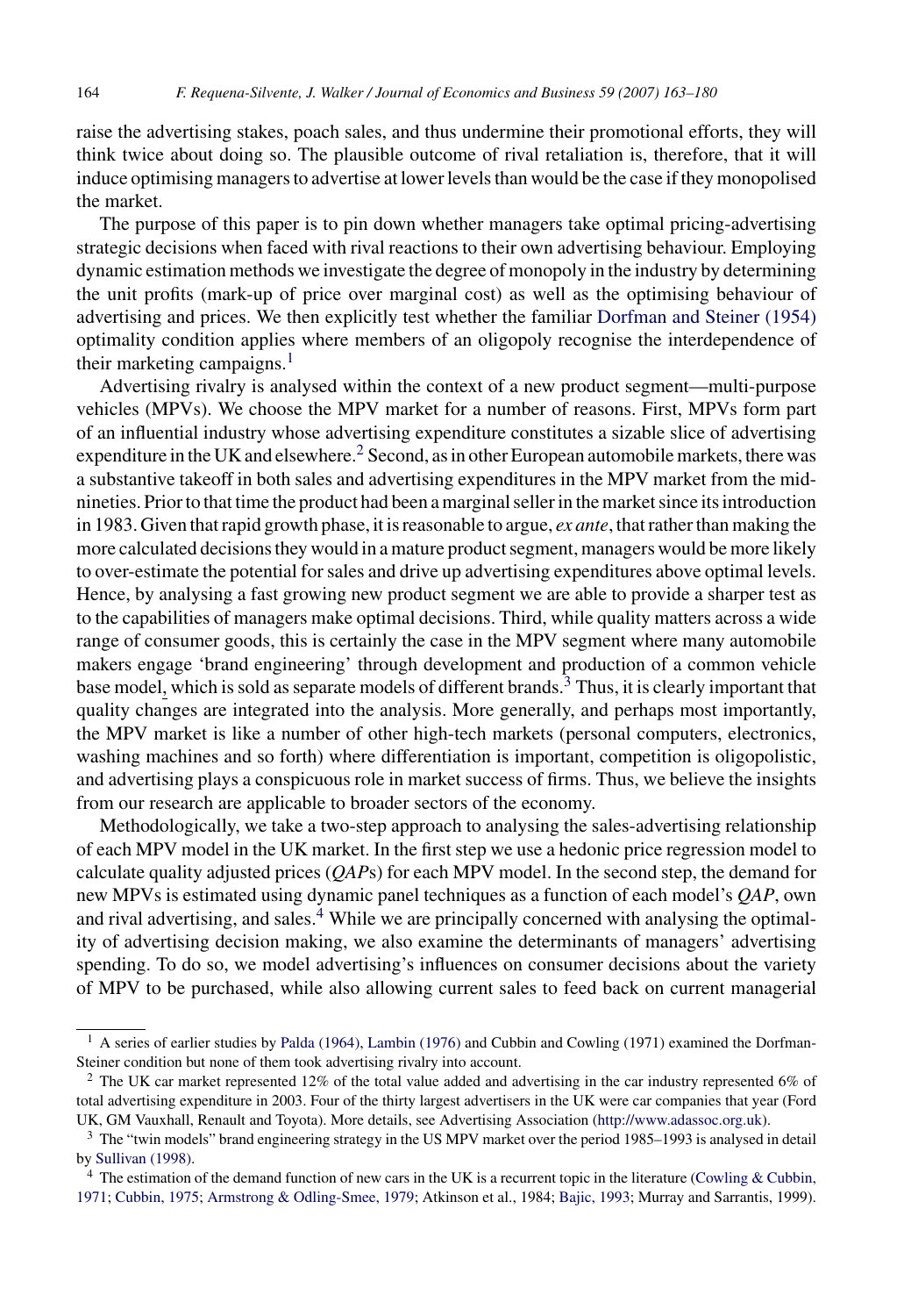raise the advertising stakes, poach sales, and thus undermine their promotional efforts, they will think twice about doing so. The plausible outcome of rival retaliation is, therefore, that it will induce optimising managers to advertise at lower levels than would be the case if they monopolised the market.

The purpose of this paper is to pin down whether managers take optimal pricing-advertising strategic decisions when faced with rival reactions to their own advertising behaviour. Employing dynamic estimation methods we investigate the degree of monopoly in the industry by determining the unit profits (mark-up of price over marginal cost) as well as the optimising behaviour of advertising and prices. We then explicitly test whether the familiar Dorfman and Steiner (1954) optimality condition applies where members of an oligopoly recognise the interdependence of their marketing campaigns.[1]

Advertising rivalry is analysed within the context of a new product segment—multi-purpose vehicles (MPVs). We choose the MPV market for a number of reasons. First, MPVs form part of an influential industry whose advertising expenditure constitutes a sizable slice of advertising expenditure in the UK and elsewhere.[2] Second, as in other European automobile markets, there was a substantive takeoff in both sales and advertising expenditures in the MPV market from the mid-nineties. Prior to that time the product had been a marginal seller in the market since its introduction in 1983. Given that rapid growth phase, it is reasonable to argue, *ex ante*, that rather than making the more calculated decisions they would in a mature product segment, managers would be more likely to over-estimate the potential for sales and drive up advertising expenditures above optimal levels. Hence, by analysing a fast growing new product segment we are able to provide a sharper test as to the capabilities of managers make optimal decisions. Third, while quality matters across a wide range of consumer goods, this is certainly the case in the MPV segment where many automobile makers engage 'brand engineering' through development and production of a common vehicle base model, which is sold as separate models of different brands.[3] Thus, it is clearly important that quality changes are integrated into the analysis. More generally, and perhaps most importantly, the MPV market is like a number of other high-tech markets (personal computers, electronics, washing machines and so forth) where differentiation is important, competition is oligopolistic, and advertising plays a conspicuous role in market success of firms. Thus, we believe the insights from our research are applicable to broader sectors of the economy.

Methodologically, we take a two-step approach to analysing the sales-advertising relationship of each MPV model in the UK market. In the first step we use a hedonic price regression model to calculate quality adjusted prices (*QAP*s) for each MPV model. In the second step, the demand for new MPVs is estimated using dynamic panel techniques as a function of each model's *QAP*, own and rival advertising, and sales.[4] While we are principally concerned with analysing the optimality of advertising decision making, we also examine the determinants of managers' advertising spending. To do so, we model advertising's influences on consumer decisions about the variety of MPV to be purchased, while also allowing current sales to feed back on current managerial

---

[1] A series of earlier studies by Palda (1964), Lambin (1976) and Cubbin and Cowling (1971) examined the Dorfman-Steiner condition but none of them took advertising rivalry into account.

[2] The UK car market represented 12% of the total value added and advertising in the car industry represented 6% of total advertising expenditure in 2003. Four of the thirty largest advertisers in the UK were car companies that year (Ford UK, GM Vauxhall, Renault and Toyota). More details, see Advertising Association (http://www.adassoc.org.uk).

[3] The "twin models" brand engineering strategy in the US MPV market over the period 1985–1993 is analysed in detail by Sullivan (1998).

[4] The estimation of the demand function of new cars in the UK is a recurrent topic in the literature (Cowling & Cubbin, 1971; Cubbin, 1975; Armstrong & Odling-Smee, 1979; Atkinson et al., 1984; Bajic, 1993; Murray and Sarrantis, 1999).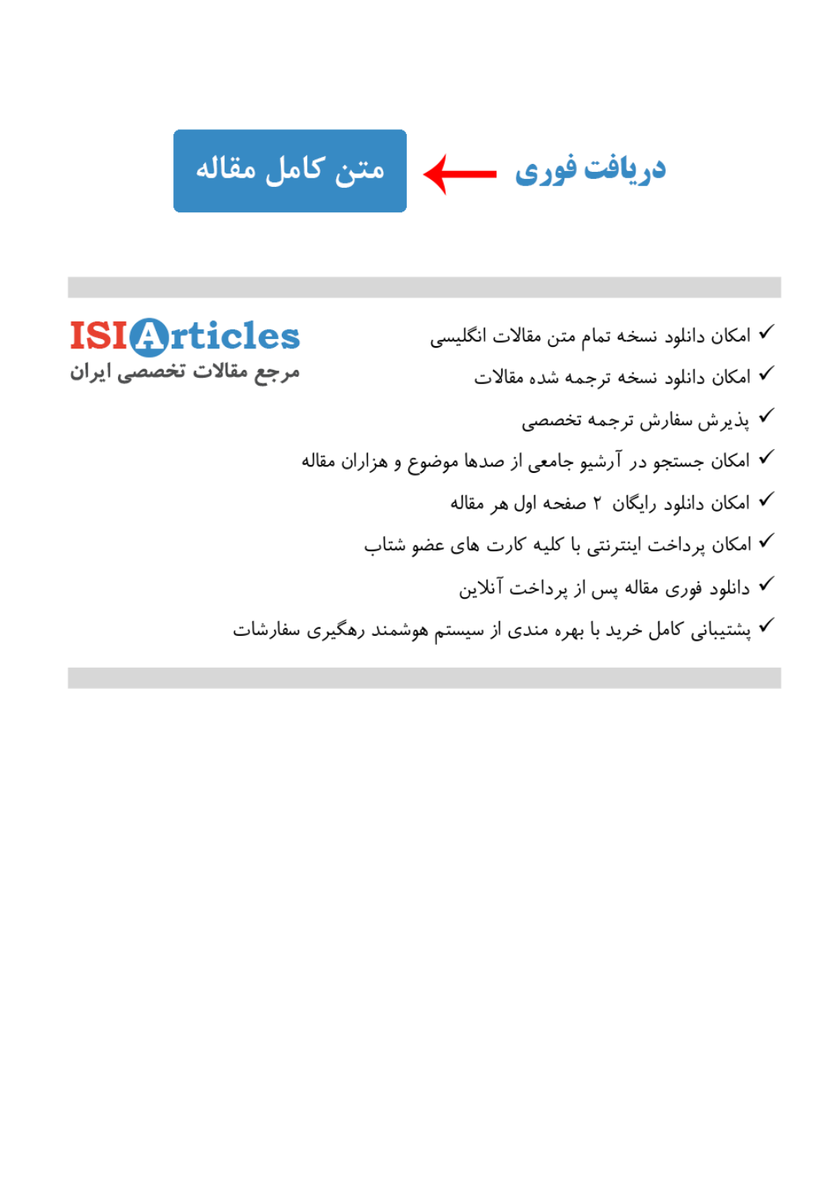دریافت فوری ← **متن کامل مقاله**

**ISIArticles**
مرجع مقالات تخصصی ایران

- ✓ امکان دانلود نسخه تمام متن مقالات انگلیسی
- ✓ امکان دانلود نسخه ترجمه شده مقالات
- ✓ پذیرش سفارش ترجمه تخصصی
- ✓ امکان جستجو در آرشیو جامعی از صدها موضوع و هزاران مقاله
- ✓ امکان دانلود رایگان ۲ صفحه اول هر مقاله
- ✓ امکان پرداخت اینترنتی با کلیه کارت های عضو شتاب
- ✓ دانلود فوری مقاله پس از پرداخت آنلاین
- ✓ پشتیبانی کامل خرید با بهره مندی از سیستم هوشمند رهگیری سفارشات